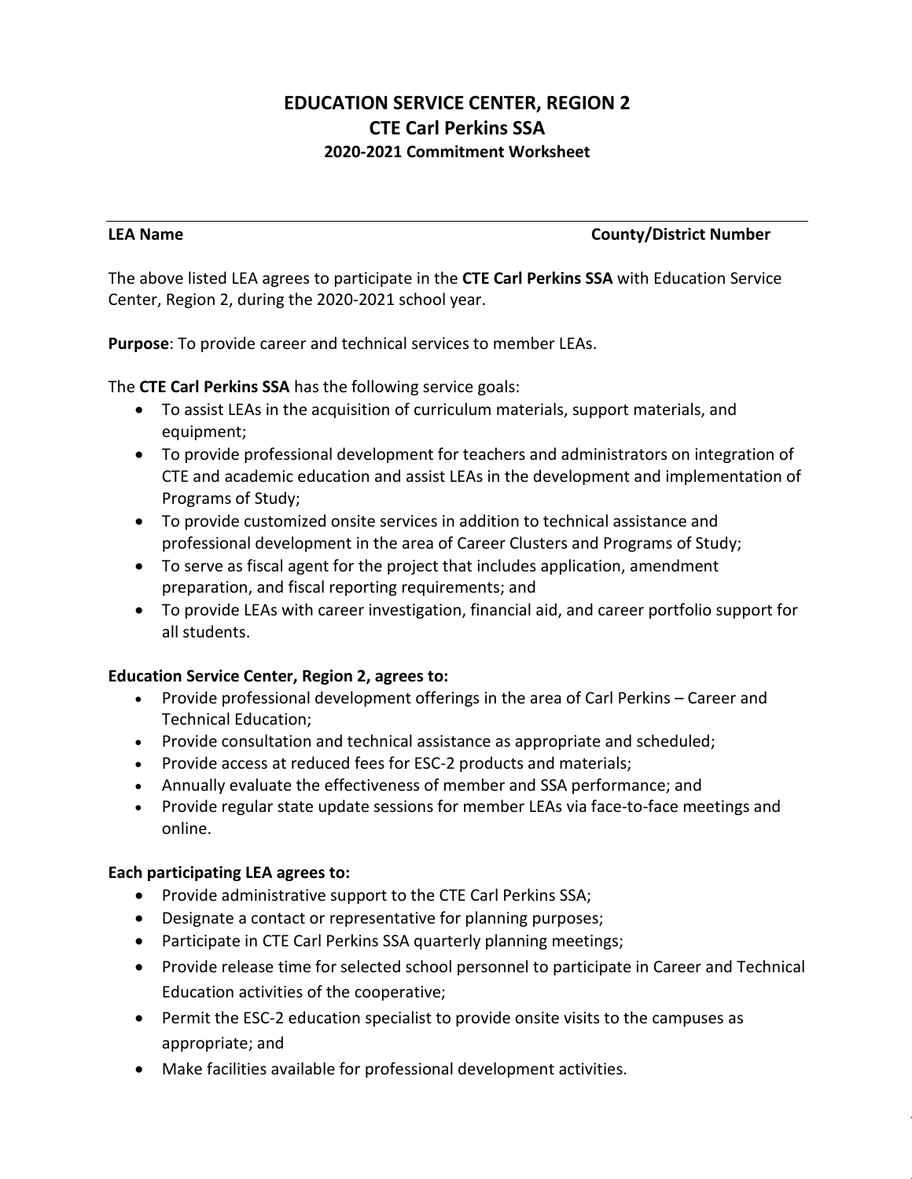# EDUCATION SERVICE CENTER, REGION 2
## CTE Carl Perkins SSA
### 2020-2021 Commitment Worksheet

**LEA Name** **County/District Number**

The above listed LEA agrees to participate in the **CTE Carl Perkins SSA** with Education Service Center, Region 2, during the 2020-2021 school year.

**Purpose**: To provide career and technical services to member LEAs.

The **CTE Carl Perkins SSA** has the following service goals:

- To assist LEAs in the acquisition of curriculum materials, support materials, and equipment;
- To provide professional development for teachers and administrators on integration of CTE and academic education and assist LEAs in the development and implementation of Programs of Study;
- To provide customized onsite services in addition to technical assistance and professional development in the area of Career Clusters and Programs of Study;
- To serve as fiscal agent for the project that includes application, amendment preparation, and fiscal reporting requirements; and
- To provide LEAs with career investigation, financial aid, and career portfolio support for all students.

**Education Service Center, Region 2, agrees to:**

- Provide professional development offerings in the area of Carl Perkins – Career and Technical Education;
- Provide consultation and technical assistance as appropriate and scheduled;
- Provide access at reduced fees for ESC-2 products and materials;
- Annually evaluate the effectiveness of member and SSA performance; and
- Provide regular state update sessions for member LEAs via face-to-face meetings and online.

**Each participating LEA agrees to:**

- Provide administrative support to the CTE Carl Perkins SSA;
- Designate a contact or representative for planning purposes;
- Participate in CTE Carl Perkins SSA quarterly planning meetings;
- Provide release time for selected school personnel to participate in Career and Technical Education activities of the cooperative;
- Permit the ESC-2 education specialist to provide onsite visits to the campuses as appropriate; and
- Make facilities available for professional development activities.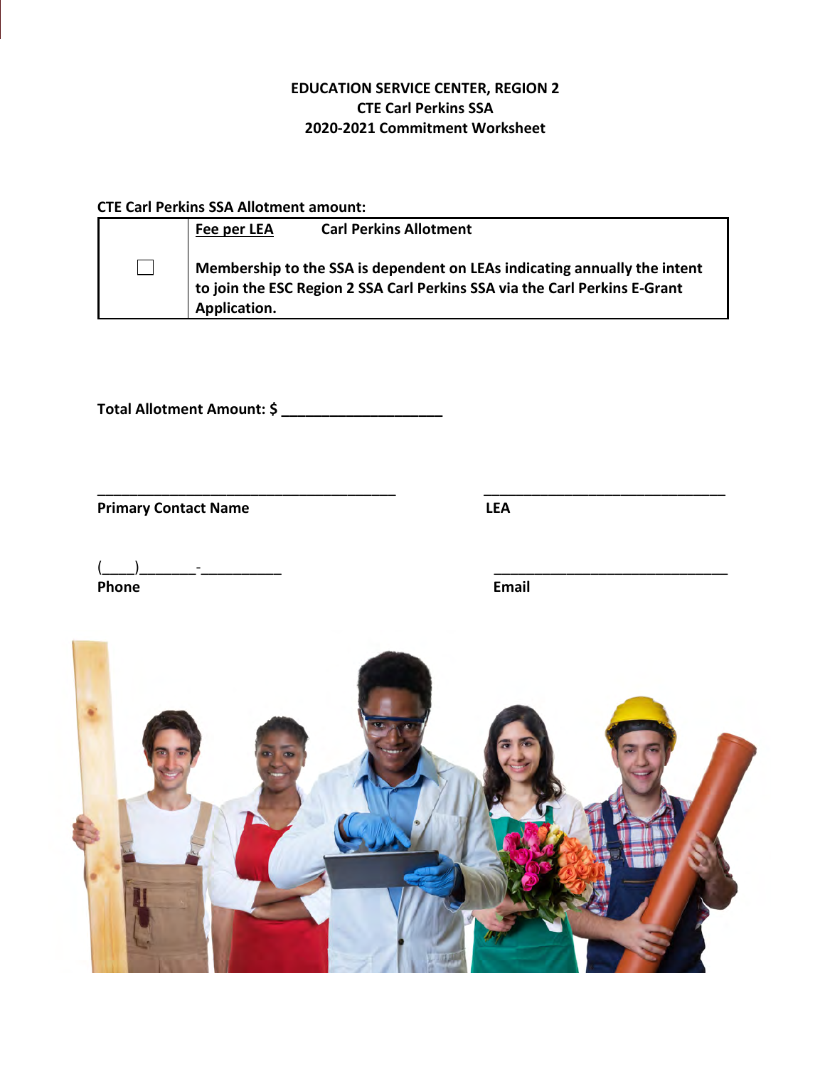**EDUCATION SERVICE CENTER, REGION 2**
**CTE Carl Perkins SSA**
**2020-2021 Commitment Worksheet**

**CTE Carl Perkins SSA Allotment amount:**

| | |
|---|---|
| ☐ | <u>**Fee per LEA**</u> **Carl Perkins Allotment**<br><br>**Membership to the SSA is dependent on LEAs indicating annually the intent to join the ESC Region 2 SSA Carl Perkins SSA via the Carl Perkins E-Grant Application.** |

**Total Allotment Amount: $ ____________________**

______________________________________ ______________________________
**Primary Contact Name** **LEA**

(____)_______-__________ ______________________________
**Phone** **Email**